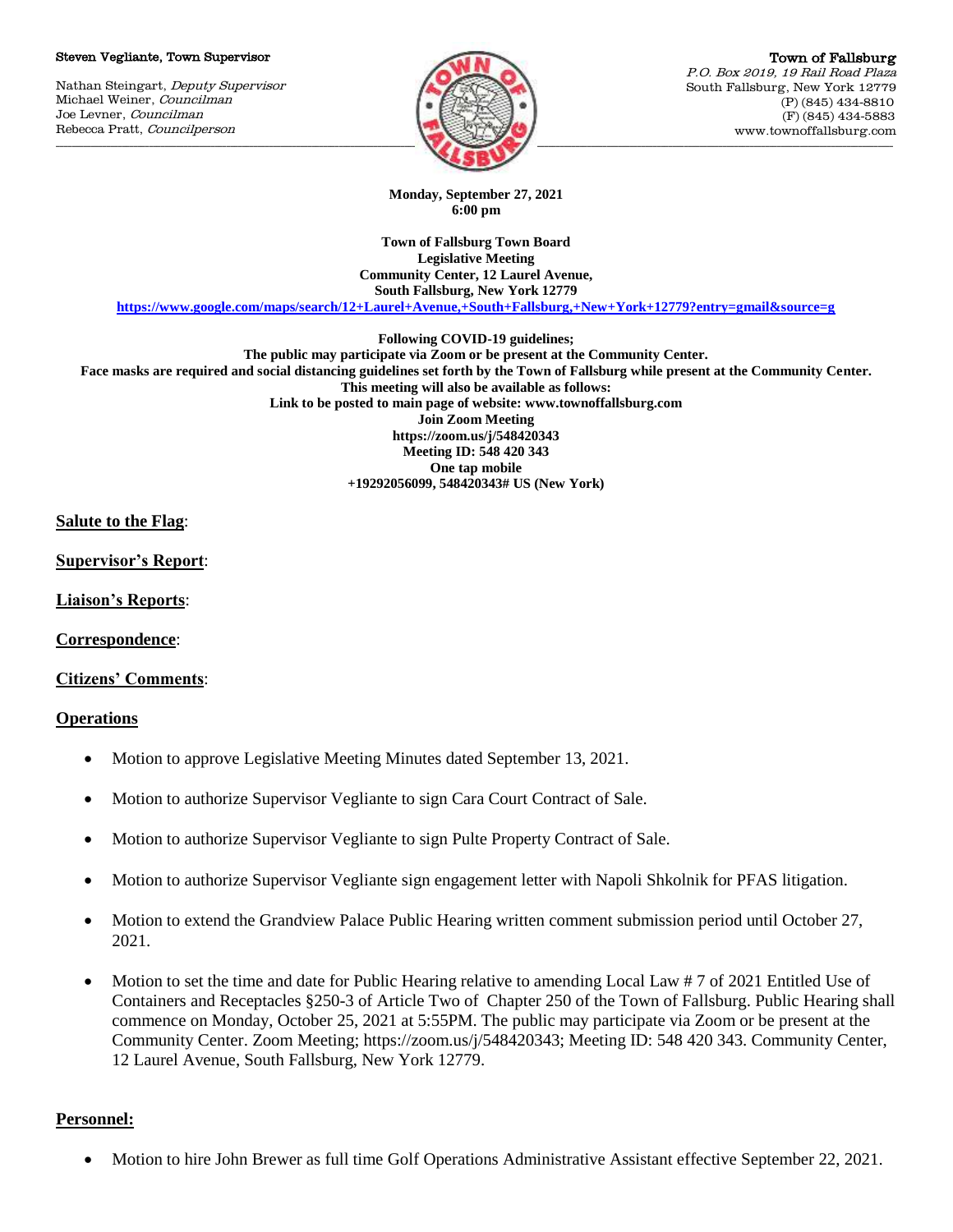Steven Vegliante, Town Supervisor

Nathan Steingart, *Deputy Supervisor*
Michael Weiner, *Councilman*
Joe Levner, *Councilman*
Rebecca Pratt, *Councilperson*

**Town of Fallsburg**
*P.O. Box 2019, 19 Rail Road Plaza*
South Fallsburg, New York 12779
(P) (845) 434-8810
(F) (845) 434-5883
www.townoffallsburg.com

**Monday, September 27, 2021**
**6:00 pm**

**Town of Fallsburg Town Board**
**Legislative Meeting**
**Community Center, 12 Laurel Avenue,**
**South Fallsburg, New York 12779**
**https://www.google.com/maps/search/12+Laurel+Avenue,+South+Fallsburg,+New+York+12779?entry=gmail&source=g**

**Following COVID-19 guidelines;**
**The public may participate via Zoom or be present at the Community Center.**
**Face masks are required and social distancing guidelines set forth by the Town of Fallsburg while present at the Community Center.**
**This meeting will also be available as follows:**
**Link to be posted to main page of website: www.townoffallsburg.com**
**Join Zoom Meeting**
**https://zoom.us/j/548420343**
**Meeting ID: 548 420 343**
**One tap mobile**
**+19292056099, 548420343# US (New York)**

**Salute to the Flag**:

**Supervisor's Report**:

**Liaison's Reports**:

**Correspondence**:

**Citizens' Comments**:

**Operations**

- Motion to approve Legislative Meeting Minutes dated September 13, 2021.
- Motion to authorize Supervisor Vegliante to sign Cara Court Contract of Sale.
- Motion to authorize Supervisor Vegliante to sign Pulte Property Contract of Sale.
- Motion to authorize Supervisor Vegliante sign engagement letter with Napoli Shkolnik for PFAS litigation.
- Motion to extend the Grandview Palace Public Hearing written comment submission period until October 27, 2021.
- Motion to set the time and date for Public Hearing relative to amending Local Law # 7 of 2021 Entitled Use of Containers and Receptacles §250-3 of Article Two of Chapter 250 of the Town of Fallsburg. Public Hearing shall commence on Monday, October 25, 2021 at 5:55PM. The public may participate via Zoom or be present at the Community Center. Zoom Meeting; https://zoom.us/j/548420343; Meeting ID: 548 420 343. Community Center, 12 Laurel Avenue, South Fallsburg, New York 12779.

**Personnel:**

- Motion to hire John Brewer as full time Golf Operations Administrative Assistant effective September 22, 2021.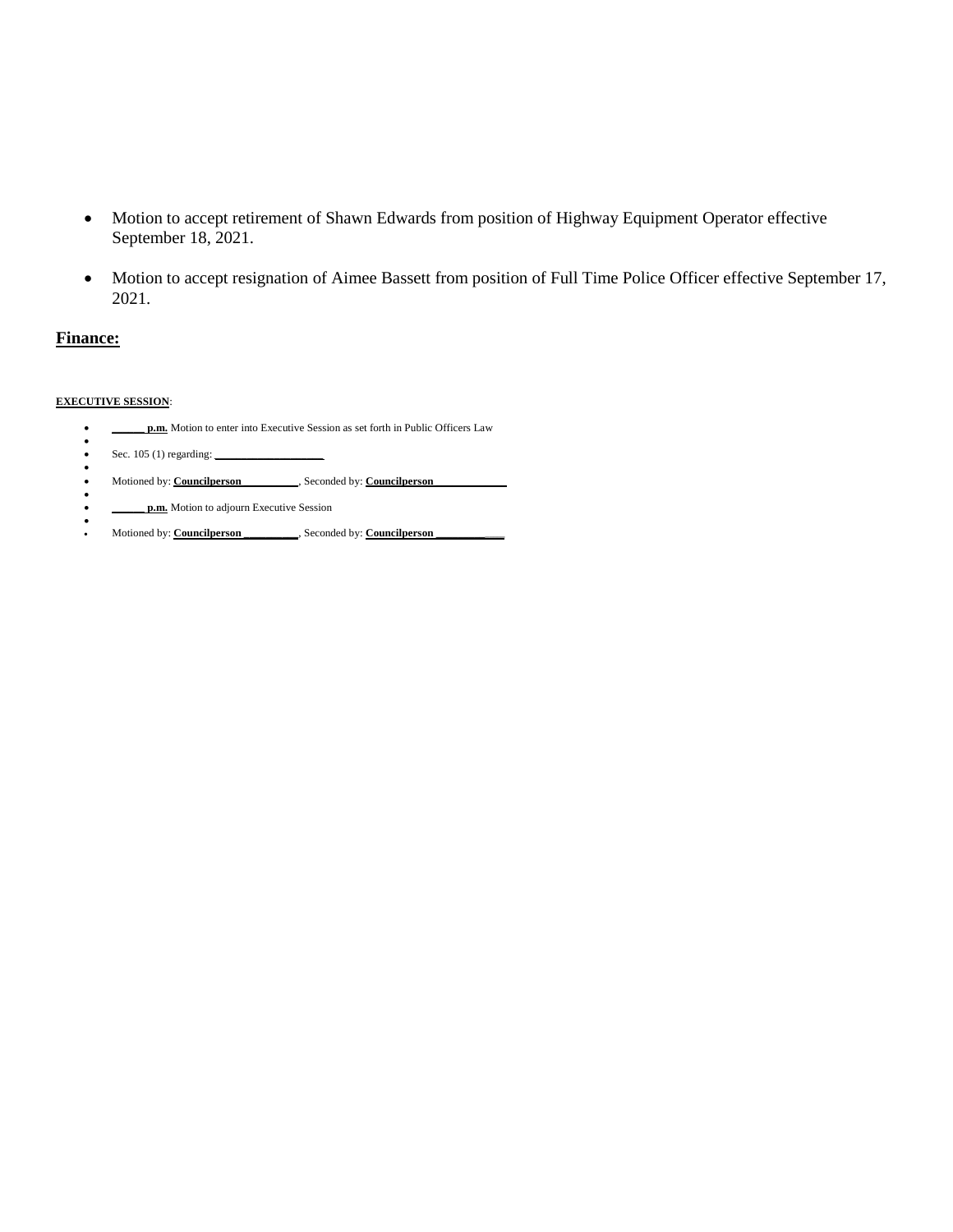- Motion to accept retirement of Shawn Edwards from position of Highway Equipment Operator effective September 18, 2021.

- Motion to accept resignation of Aimee Bassett from position of Full Time Police Officer effective September 17, 2021.

## **Finance:**

**EXECUTIVE SESSION**:

- **______ p.m.** Motion to enter into Executive Session as set forth in Public Officers Law
- 
- Sec. 105 (1) regarding: __________________
- 
- Motioned by: **Councilperson__________**, Seconded by: **Councilperson____________**
- 
- **______ p.m.** Motion to adjourn Executive Session
- 
- Motioned by: **Councilperson __________**, Seconded by: **Councilperson ____________**